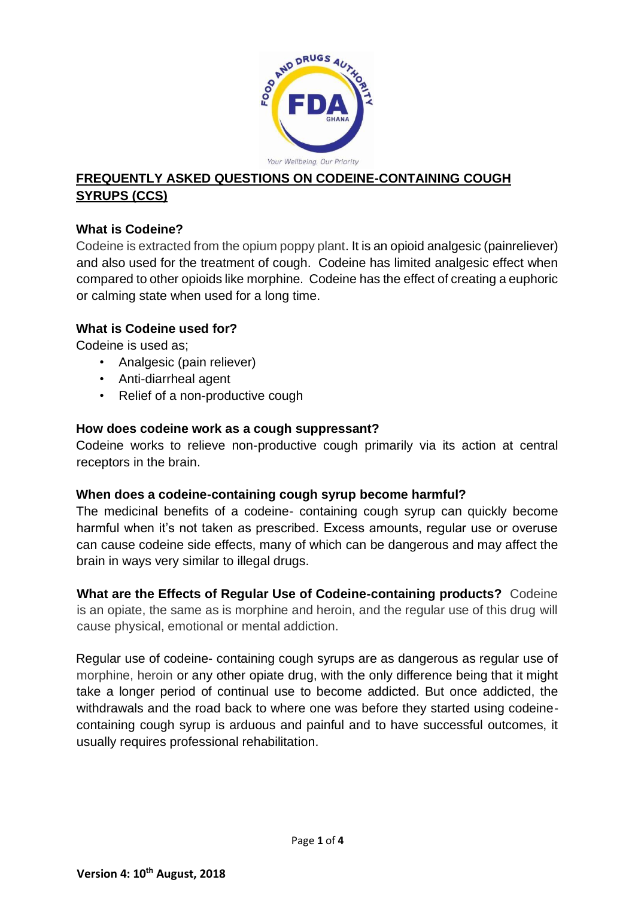# FREQUENTLY ASKED QUESTIONS ON CODEINE-CONTAINING COUGH SYRUPS (CCS)

### What is Codeine?

Codeine is extracted from the opium poppy plant. It is an opioid analgesic (painreliever) and also used for the treatment of cough. Codeine has limited analgesic effect when compared to other opioids like morphine. Codeine has the effect of creating a euphoric or calming state when used for a long time.

### What is Codeine used for?

Codeine is used as;

- Analgesic (pain reliever)
- Anti-diarrheal agent
- Relief of a non-productive cough

### How does codeine work as a cough suppressant?

Codeine works to relieve non-productive cough primarily via its action at central receptors in the brain.

### When does a codeine-containing cough syrup become harmful?

The medicinal benefits of a codeine- containing cough syrup can quickly become harmful when it's not taken as prescribed. Excess amounts, regular use or overuse can cause codeine side effects, many of which can be dangerous and may affect the brain in ways very similar to illegal drugs.

**What are the Effects of Regular Use of Codeine-containing products?** Codeine is an opiate, the same as is morphine and heroin, and the regular use of this drug will cause physical, emotional or mental addiction.

Regular use of codeine- containing cough syrups are as dangerous as regular use of morphine, heroin or any other opiate drug, with the only difference being that it might take a longer period of continual use to become addicted. But once addicted, the withdrawals and the road back to where one was before they started using codeine-containing cough syrup is arduous and painful and to have successful outcomes, it usually requires professional rehabilitation.

**Version 4: 10th August, 2018**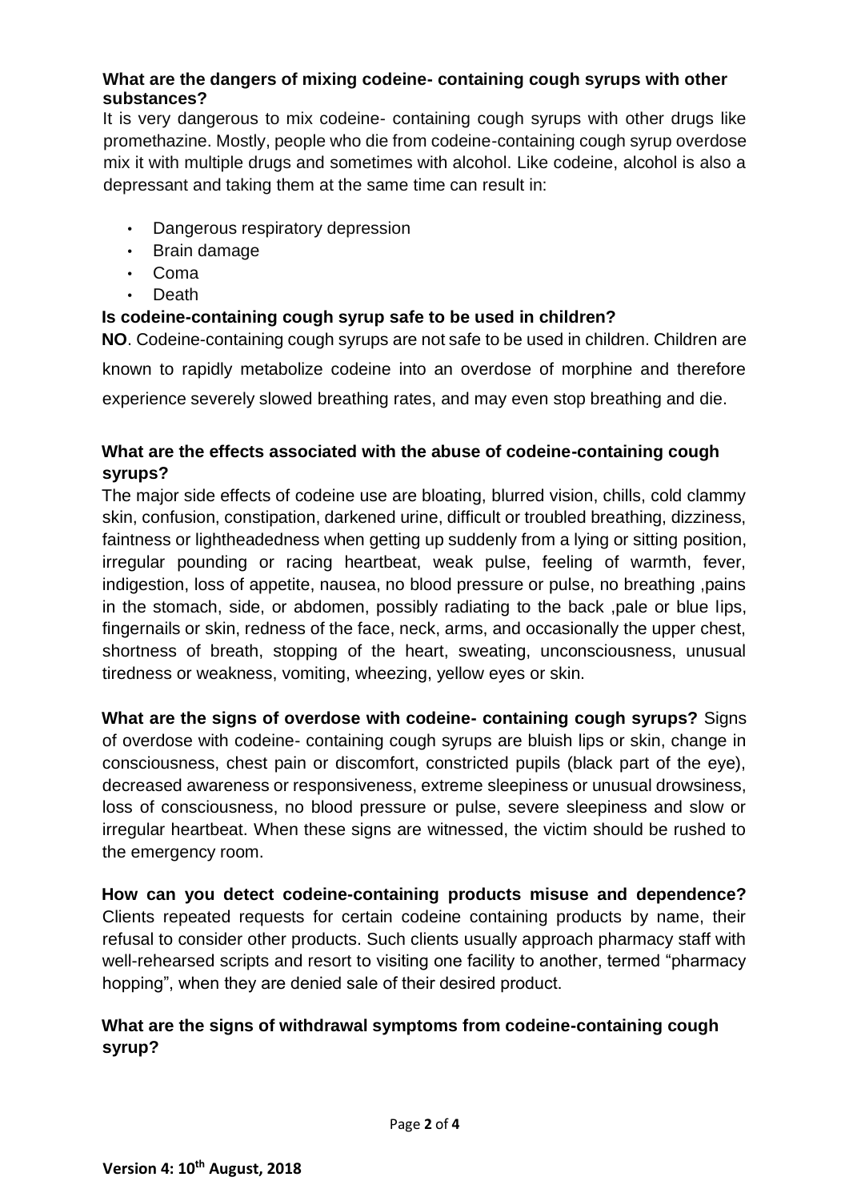**What are the dangers of mixing codeine- containing cough syrups with other substances?**

It is very dangerous to mix codeine- containing cough syrups with other drugs like promethazine. Mostly, people who die from codeine-containing cough syrup overdose mix it with multiple drugs and sometimes with alcohol. Like codeine, alcohol is also a depressant and taking them at the same time can result in:

- Dangerous respiratory depression
- Brain damage
- Coma
- Death

**Is codeine-containing cough syrup safe to be used in children?**

**NO**. Codeine-containing cough syrups are not safe to be used in children. Children are known to rapidly metabolize codeine into an overdose of morphine and therefore experience severely slowed breathing rates, and may even stop breathing and die.

**What are the effects associated with the abuse of codeine-containing cough syrups?**

The major side effects of codeine use are bloating, blurred vision, chills, cold clammy skin, confusion, constipation, darkened urine, difficult or troubled breathing, dizziness, faintness or lightheadedness when getting up suddenly from a lying or sitting position, irregular pounding or racing heartbeat, weak pulse, feeling of warmth, fever, indigestion, loss of appetite, nausea, no blood pressure or pulse, no breathing ,pains in the stomach, side, or abdomen, possibly radiating to the back ,pale or blue lips, fingernails or skin, redness of the face, neck, arms, and occasionally the upper chest, shortness of breath, stopping of the heart, sweating, unconsciousness, unusual tiredness or weakness, vomiting, wheezing, yellow eyes or skin.

**What are the signs of overdose with codeine- containing cough syrups?** Signs of overdose with codeine- containing cough syrups are bluish lips or skin, change in consciousness, chest pain or discomfort, constricted pupils (black part of the eye), decreased awareness or responsiveness, extreme sleepiness or unusual drowsiness, loss of consciousness, no blood pressure or pulse, severe sleepiness and slow or irregular heartbeat. When these signs are witnessed, the victim should be rushed to the emergency room.

**How can you detect codeine-containing products misuse and dependence?** Clients repeated requests for certain codeine containing products by name, their refusal to consider other products. Such clients usually approach pharmacy staff with well-rehearsed scripts and resort to visiting one facility to another, termed "pharmacy hopping", when they are denied sale of their desired product.

**What are the signs of withdrawal symptoms from codeine-containing cough syrup?**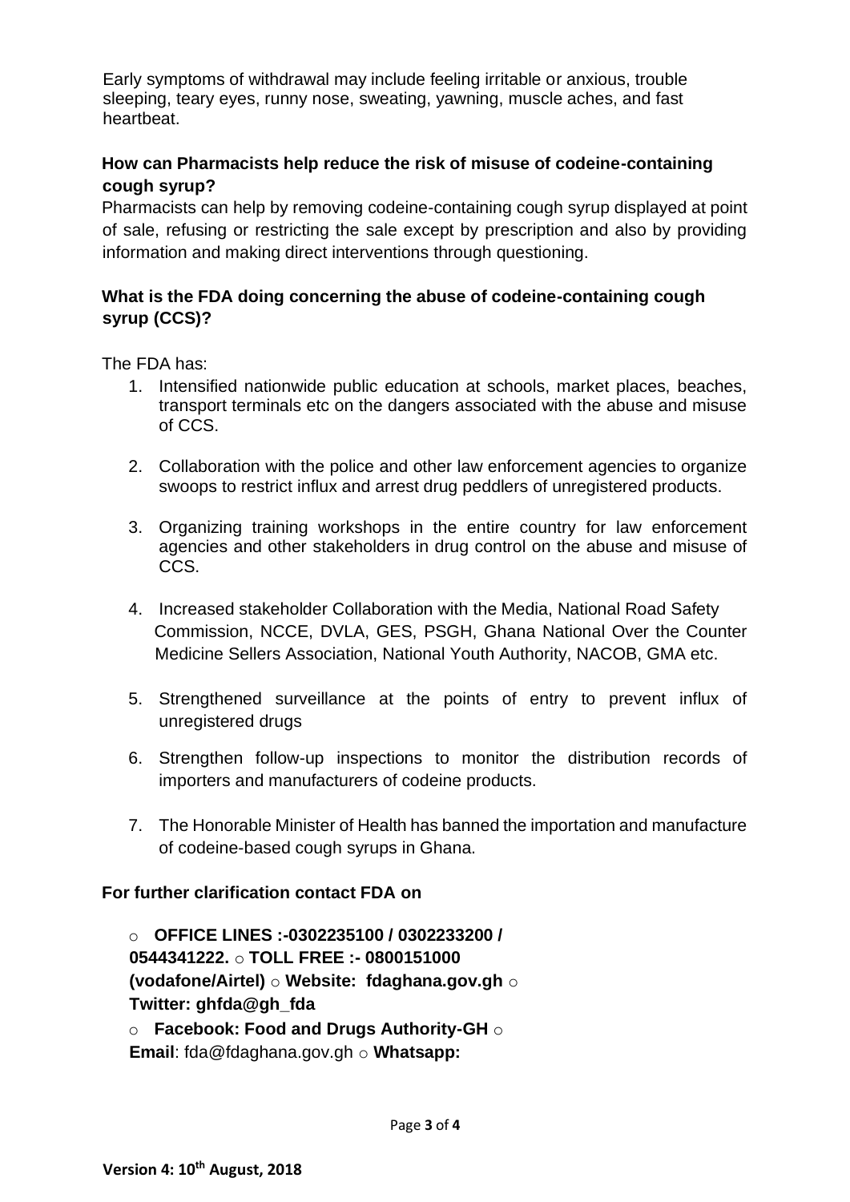Early symptoms of withdrawal may include feeling irritable or anxious, trouble sleeping, teary eyes, runny nose, sweating, yawning, muscle aches, and fast heartbeat.

### How can Pharmacists help reduce the risk of misuse of codeine-containing cough syrup?

Pharmacists can help by removing codeine-containing cough syrup displayed at point of sale, refusing or restricting the sale except by prescription and also by providing information and making direct interventions through questioning.

### What is the FDA doing concerning the abuse of codeine-containing cough syrup (CCS)?

The FDA has:

1. Intensified nationwide public education at schools, market places, beaches, transport terminals etc on the dangers associated with the abuse and misuse of CCS.

2. Collaboration with the police and other law enforcement agencies to organize swoops to restrict influx and arrest drug peddlers of unregistered products.

3. Organizing training workshops in the entire country for law enforcement agencies and other stakeholders in drug control on the abuse and misuse of CCS.

4. Increased stakeholder Collaboration with the Media, National Road Safety Commission, NCCE, DVLA, GES, PSGH, Ghana National Over the Counter Medicine Sellers Association, National Youth Authority, NACOB, GMA etc.

5. Strengthened surveillance at the points of entry to prevent influx of unregistered drugs

6. Strengthen follow-up inspections to monitor the distribution records of importers and manufacturers of codeine products.

7. The Honorable Minister of Health has banned the importation and manufacture of codeine-based cough syrups in Ghana.

### For further clarification contact FDA on

- **OFFICE LINES :-0302235100 / 0302233200 / 0544341222.**
- **TOLL FREE :- 0800151000 (vodafone/Airtel)**
- **Website: fdaghana.gov.gh**
- **Twitter: ghfda@gh_fda**
- **Facebook: Food and Drugs Authority-GH**
- **Email**: fda@fdaghana.gov.gh
- **Whatsapp:**

**Version 4: 10th August, 2018**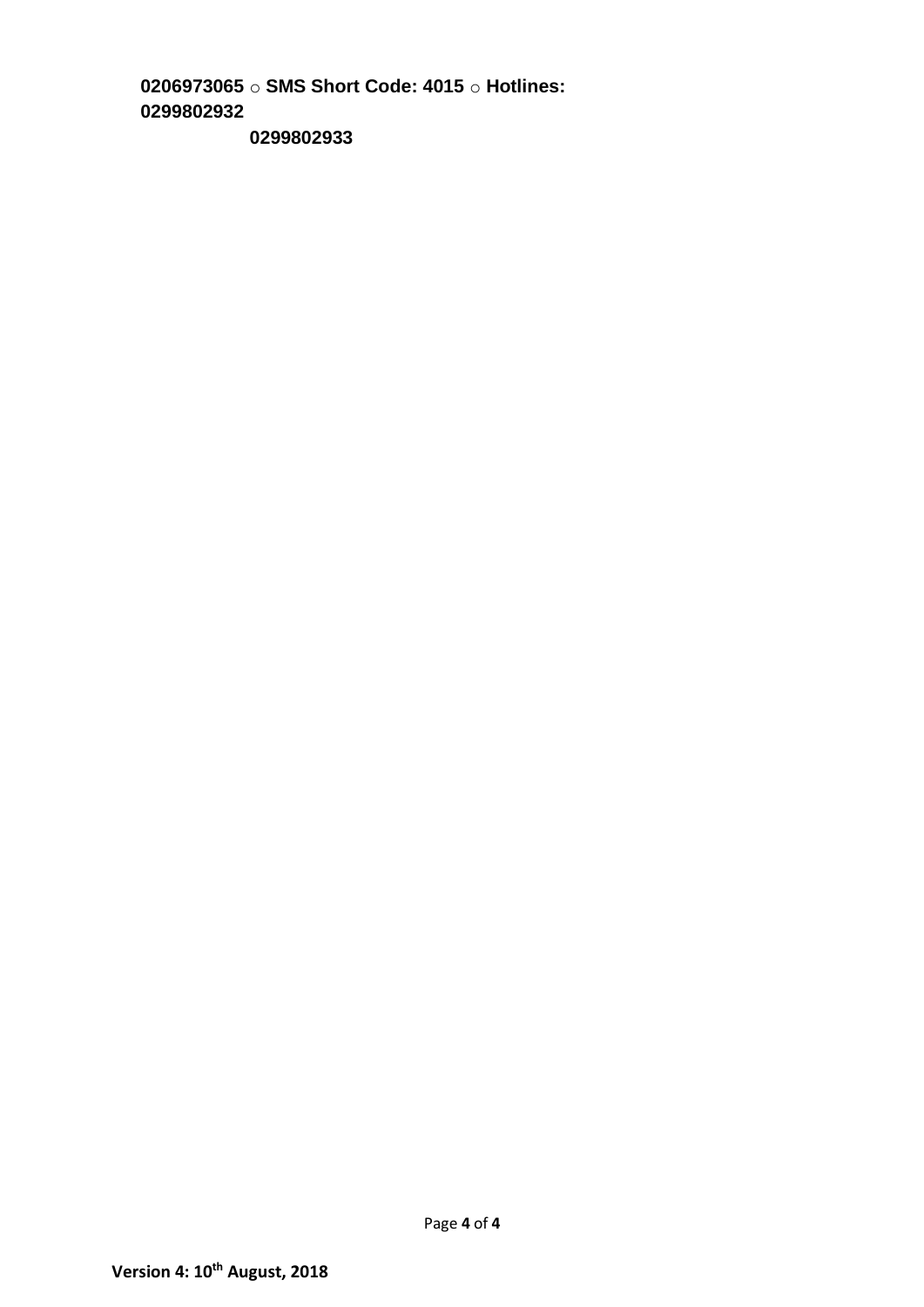**0206973065** ○ **SMS Short Code: 4015** ○ **Hotlines: 0299802932**

**0299802933**

**Version 4: 10th August, 2018**